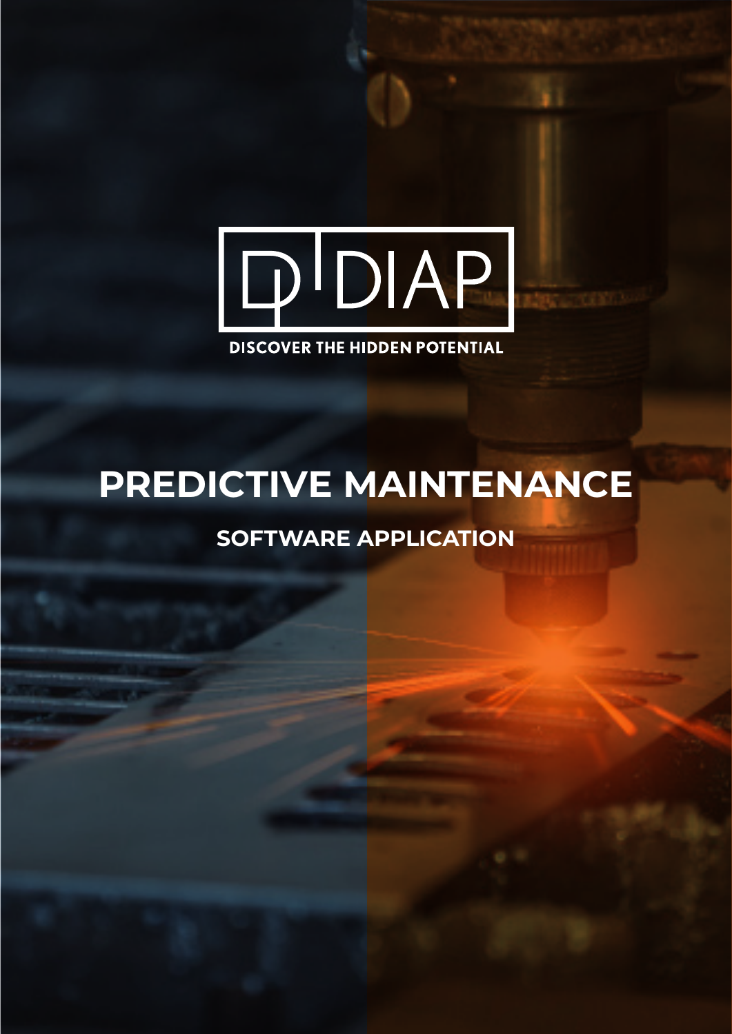DIAP

DISCOVER THE HIDDEN POTENTIAL

# PREDICTIVE MAINTENANCE

## SOFTWARE APPLICATION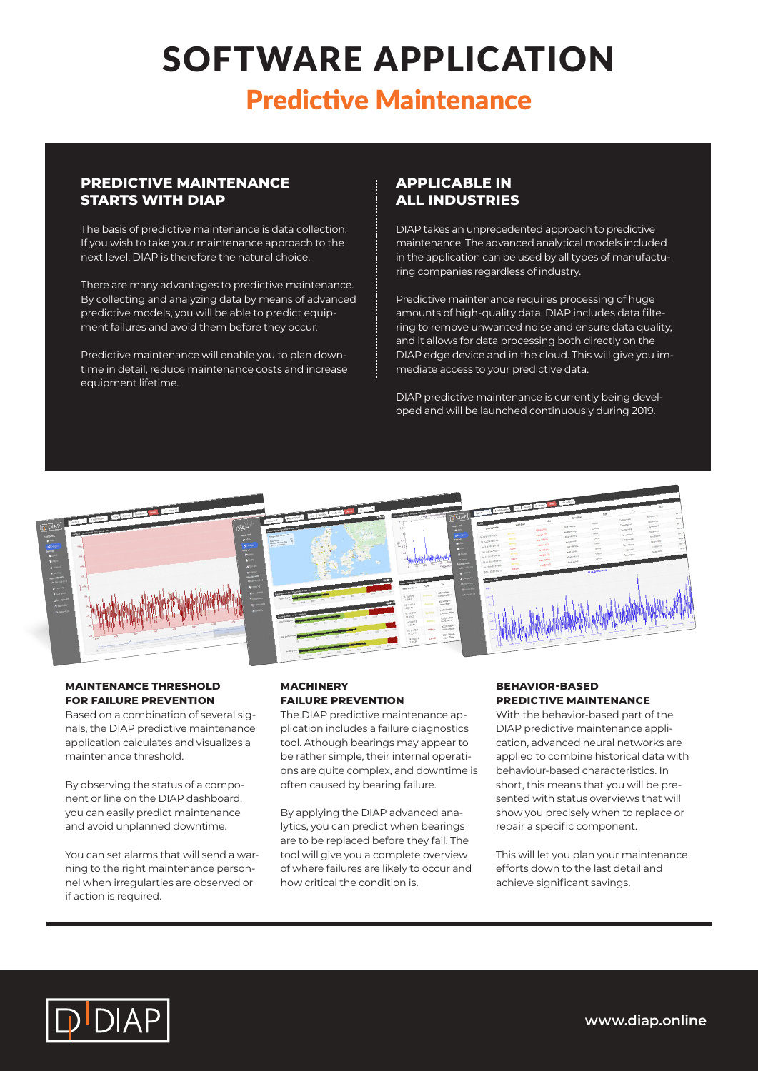# SOFTWARE APPLICATION

## Predictive Maintenance

### PREDICTIVE MAINTENANCE STARTS WITH DIAP

The basis of predictive maintenance is data collection. If you wish to take your maintenance approach to the next level, DIAP is therefore the natural choice.

There are many advantages to predictive maintenance. By collecting and analyzing data by means of advanced predictive models, you will be able to predict equipment failures and avoid them before they occur.

Predictive maintenance will enable you to plan downtime in detail, reduce maintenance costs and increase equipment lifetime.

### APPLICABLE IN ALL INDUSTRIES

DIAP takes an unprecedented approach to predictive maintenance. The advanced analytical models included in the application can be used by all types of manufacturing companies regardless of industry.

Predictive maintenance requires processing of huge amounts of high-quality data. DIAP includes data filtering to remove unwanted noise and ensure data quality, and it allows for data processing both directly on the DIAP edge device and in the cloud. This will give you immediate access to your predictive data.

DIAP predictive maintenance is currently being developed and will be launched continuously during 2019.

### MAINTENANCE THRESHOLD FOR FAILURE PREVENTION

Based on a combination of several signals, the DIAP predictive maintenance application calculates and visualizes a maintenance threshold.

By observing the status of a component or line on the DIAP dashboard, you can easily predict maintenance and avoid unplanned downtime.

You can set alarms that will send a warning to the right maintenance personnel when irregularities are observed or if action is required.

### MACHINERY FAILURE PREVENTION

The DIAP predictive maintenance application includes a failure diagnostics tool. Athough bearings may appear to be rather simple, their internal operations are quite complex, and downtime is often caused by bearing failure.

By applying the DIAP advanced analytics, you can predict when bearings are to be replaced before they fail. The tool will give you a complete overview of where failures are likely to occur and how critical the condition is.

### BEHAVIOR-BASED PREDICTIVE MAINTENANCE

With the behavior-based part of the DIAP predictive maintenance application, advanced neural networks are applied to combine historical data with behaviour-based characteristics. In short, this means that you will be presented with status overviews that will show you precisely when to replace or repair a specific component.

This will let you plan your maintenance efforts down to the last detail and achieve significant savings.

DIAP

www.diap.online